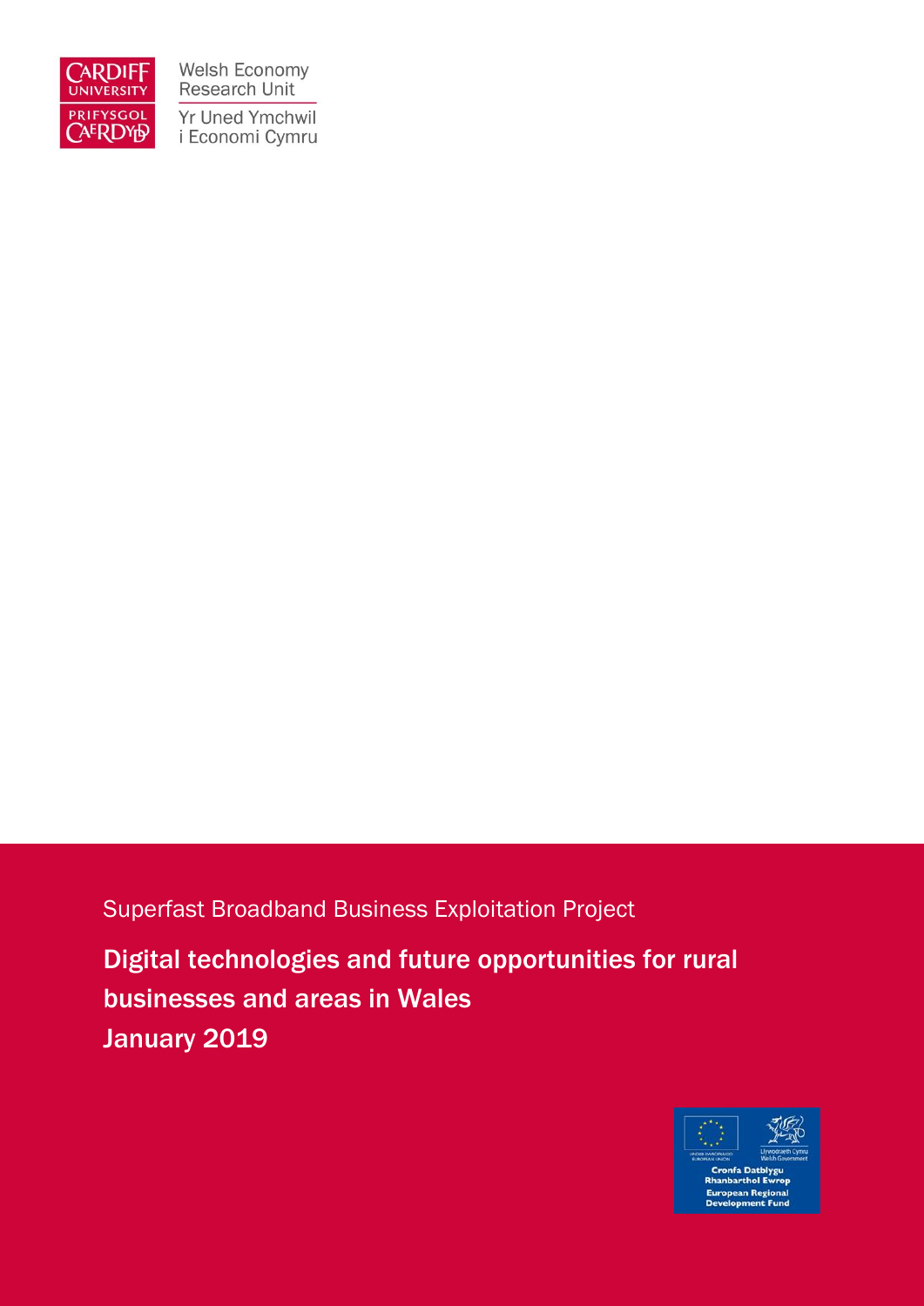Welsh Economy Research Unit

Yr Uned Ymchwil i Economi Cymru

Superfast Broadband Business Exploitation Project

# Digital technologies and future opportunities for rural businesses and areas in Wales

# January 2019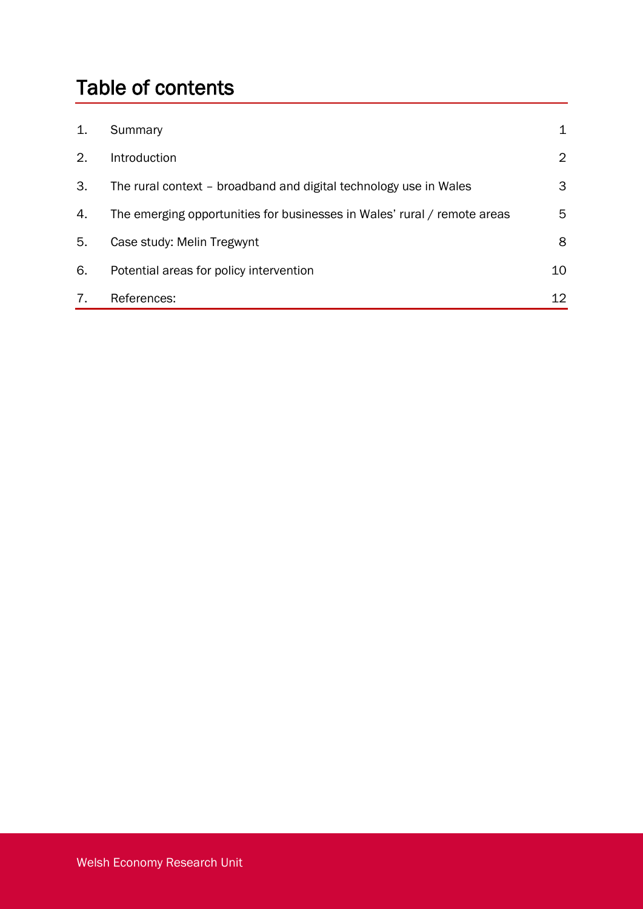# Table of contents

| | | |
|---|---|---|
| 1. | Summary | 1 |
| 2. | Introduction | 2 |
| 3. | The rural context – broadband and digital technology use in Wales | 3 |
| 4. | The emerging opportunities for businesses in Wales' rural / remote areas | 5 |
| 5. | Case study: Melin Tregwynt | 8 |
| 6. | Potential areas for policy intervention | 10 |
| 7. | References: | 12 |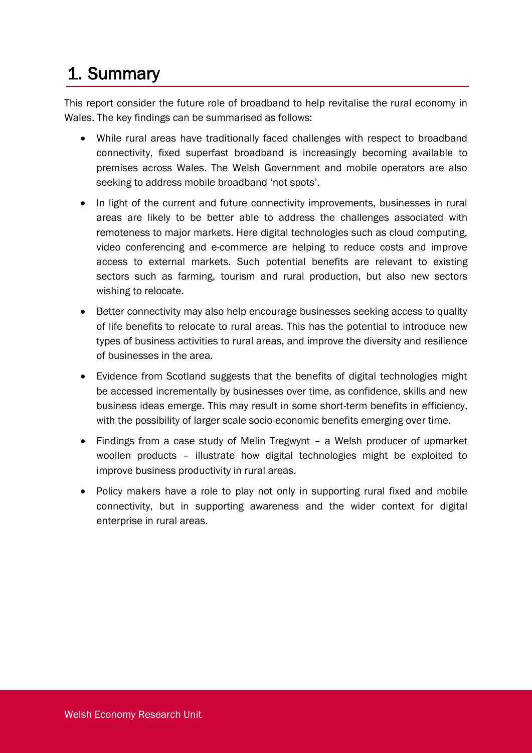# 1. Summary

This report consider the future role of broadband to help revitalise the rural economy in Wales. The key findings can be summarised as follows:

- While rural areas have traditionally faced challenges with respect to broadband connectivity, fixed superfast broadband is increasingly becoming available to premises across Wales. The Welsh Government and mobile operators are also seeking to address mobile broadband 'not spots'.
- In light of the current and future connectivity improvements, businesses in rural areas are likely to be better able to address the challenges associated with remoteness to major markets. Here digital technologies such as cloud computing, video conferencing and e-commerce are helping to reduce costs and improve access to external markets. Such potential benefits are relevant to existing sectors such as farming, tourism and rural production, but also new sectors wishing to relocate.
- Better connectivity may also help encourage businesses seeking access to quality of life benefits to relocate to rural areas. This has the potential to introduce new types of business activities to rural areas, and improve the diversity and resilience of businesses in the area.
- Evidence from Scotland suggests that the benefits of digital technologies might be accessed incrementally by businesses over time, as confidence, skills and new business ideas emerge. This may result in some short-term benefits in efficiency, with the possibility of larger scale socio-economic benefits emerging over time.
- Findings from a case study of Melin Tregwynt – a Welsh producer of upmarket woollen products – illustrate how digital technologies might be exploited to improve business productivity in rural areas.
- Policy makers have a role to play not only in supporting rural fixed and mobile connectivity, but in supporting awareness and the wider context for digital enterprise in rural areas.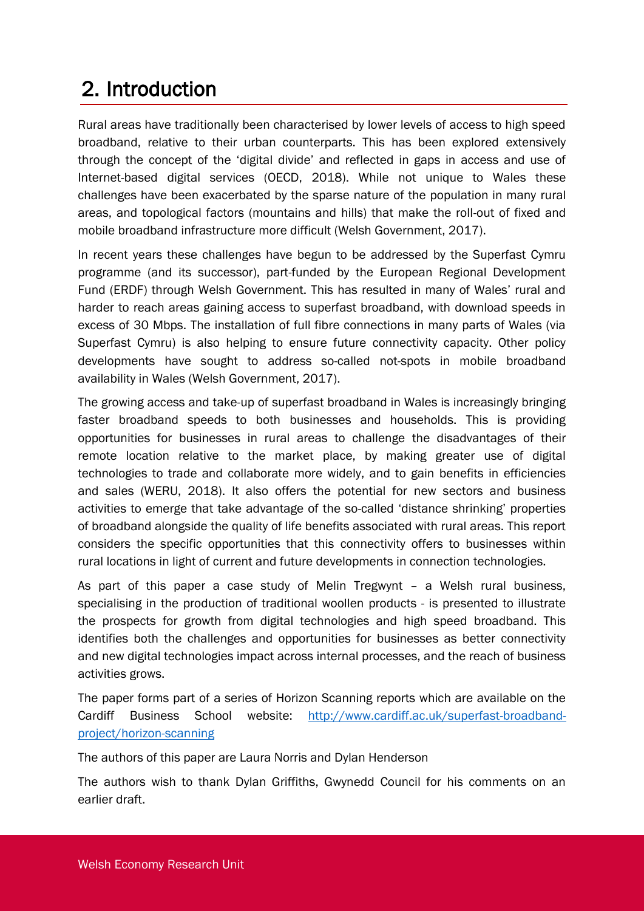## 2. Introduction

Rural areas have traditionally been characterised by lower levels of access to high speed broadband, relative to their urban counterparts. This has been explored extensively through the concept of the 'digital divide' and reflected in gaps in access and use of Internet-based digital services (OECD, 2018). While not unique to Wales these challenges have been exacerbated by the sparse nature of the population in many rural areas, and topological factors (mountains and hills) that make the roll-out of fixed and mobile broadband infrastructure more difficult (Welsh Government, 2017).

In recent years these challenges have begun to be addressed by the Superfast Cymru programme (and its successor), part-funded by the European Regional Development Fund (ERDF) through Welsh Government. This has resulted in many of Wales' rural and harder to reach areas gaining access to superfast broadband, with download speeds in excess of 30 Mbps. The installation of full fibre connections in many parts of Wales (via Superfast Cymru) is also helping to ensure future connectivity capacity. Other policy developments have sought to address so-called not-spots in mobile broadband availability in Wales (Welsh Government, 2017).

The growing access and take-up of superfast broadband in Wales is increasingly bringing faster broadband speeds to both businesses and households. This is providing opportunities for businesses in rural areas to challenge the disadvantages of their remote location relative to the market place, by making greater use of digital technologies to trade and collaborate more widely, and to gain benefits in efficiencies and sales (WERU, 2018). It also offers the potential for new sectors and business activities to emerge that take advantage of the so-called 'distance shrinking' properties of broadband alongside the quality of life benefits associated with rural areas. This report considers the specific opportunities that this connectivity offers to businesses within rural locations in light of current and future developments in connection technologies.

As part of this paper a case study of Melin Tregwynt – a Welsh rural business, specialising in the production of traditional woollen products - is presented to illustrate the prospects for growth from digital technologies and high speed broadband. This identifies both the challenges and opportunities for businesses as better connectivity and new digital technologies impact across internal processes, and the reach of business activities grows.

The paper forms part of a series of Horizon Scanning reports which are available on the Cardiff Business School website: http://www.cardiff.ac.uk/superfast-broadband-project/horizon-scanning

The authors of this paper are Laura Norris and Dylan Henderson

The authors wish to thank Dylan Griffiths, Gwynedd Council for his comments on an earlier draft.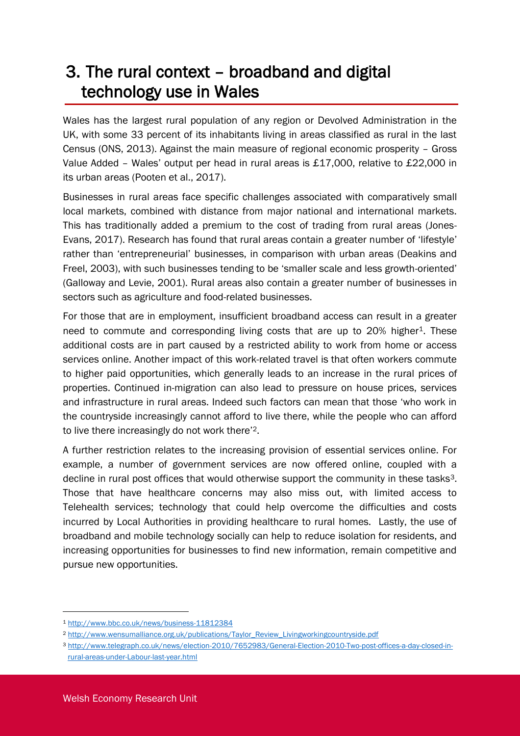# 3. The rural context – broadband and digital technology use in Wales

Wales has the largest rural population of any region or Devolved Administration in the UK, with some 33 percent of its inhabitants living in areas classified as rural in the last Census (ONS, 2013). Against the main measure of regional economic prosperity – Gross Value Added – Wales' output per head in rural areas is £17,000, relative to £22,000 in its urban areas (Pooten et al., 2017).

Businesses in rural areas face specific challenges associated with comparatively small local markets, combined with distance from major national and international markets. This has traditionally added a premium to the cost of trading from rural areas (Jones-Evans, 2017). Research has found that rural areas contain a greater number of 'lifestyle' rather than 'entrepreneurial' businesses, in comparison with urban areas (Deakins and Freel, 2003), with such businesses tending to be 'smaller scale and less growth-oriented' (Galloway and Levie, 2001). Rural areas also contain a greater number of businesses in sectors such as agriculture and food-related businesses.

For those that are in employment, insufficient broadband access can result in a greater need to commute and corresponding living costs that are up to 20% higher[1]. These additional costs are in part caused by a restricted ability to work from home or access services online. Another impact of this work-related travel is that often workers commute to higher paid opportunities, which generally leads to an increase in the rural prices of properties. Continued in-migration can also lead to pressure on house prices, services and infrastructure in rural areas. Indeed such factors can mean that those 'who work in the countryside increasingly cannot afford to live there, while the people who can afford to live there increasingly do not work there'[2].

A further restriction relates to the increasing provision of essential services online. For example, a number of government services are now offered online, coupled with a decline in rural post offices that would otherwise support the community in these tasks[3]. Those that have healthcare concerns may also miss out, with limited access to Telehealth services; technology that could help overcome the difficulties and costs incurred by Local Authorities in providing healthcare to rural homes. Lastly, the use of broadband and mobile technology socially can help to reduce isolation for residents, and increasing opportunities for businesses to find new information, remain competitive and pursue new opportunities.

---

[1] http://www.bbc.co.uk/news/business-11812384

[2] http://www.wensumalliance.org.uk/publications/Taylor_Review_Livingworkingcountryside.pdf

[3] http://www.telegraph.co.uk/news/election-2010/7652983/General-Election-2010-Two-post-offices-a-day-closed-in-rural-areas-under-Labour-last-year.html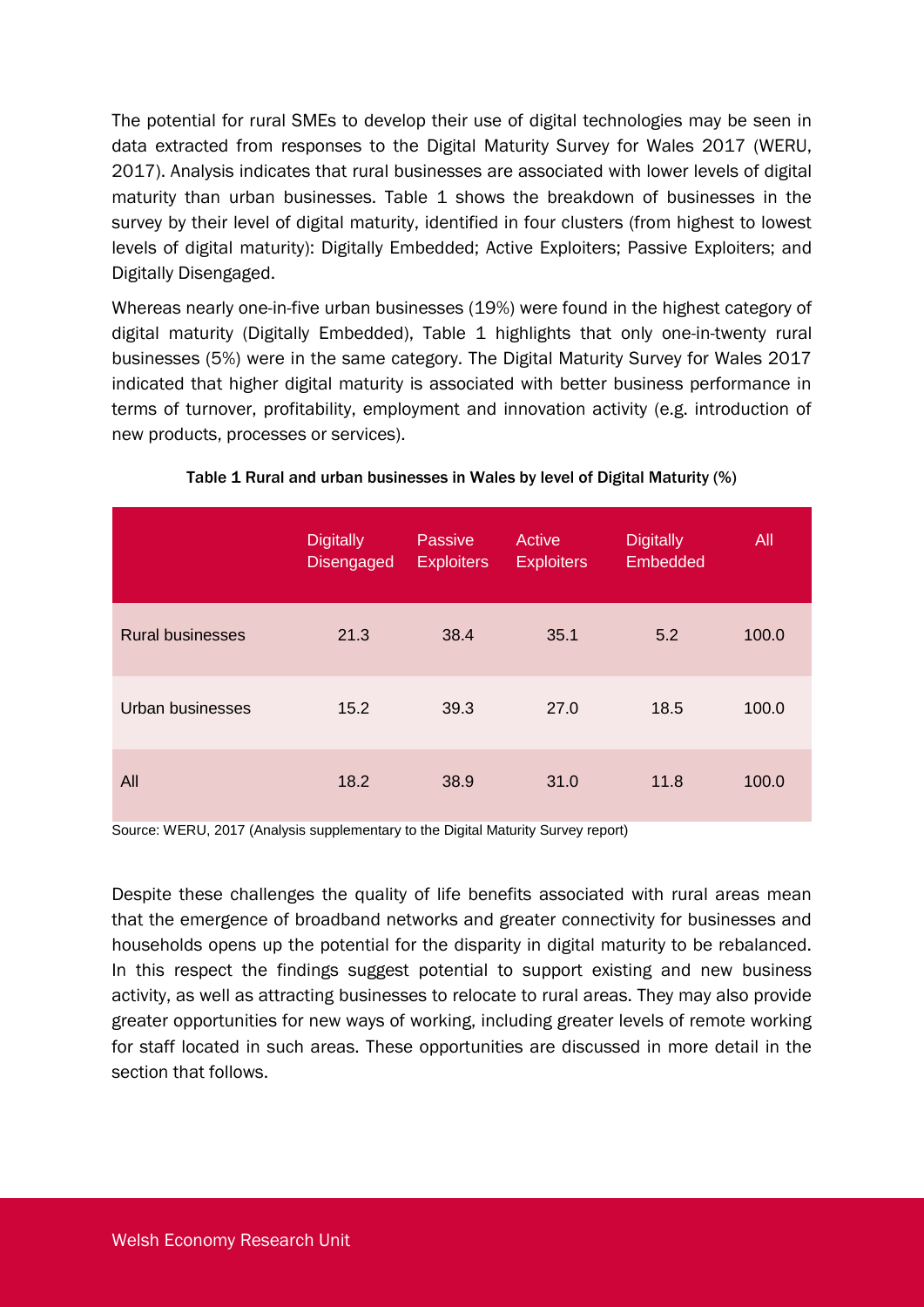The potential for rural SMEs to develop their use of digital technologies may be seen in data extracted from responses to the Digital Maturity Survey for Wales 2017 (WERU, 2017). Analysis indicates that rural businesses are associated with lower levels of digital maturity than urban businesses. Table 1 shows the breakdown of businesses in the survey by their level of digital maturity, identified in four clusters (from highest to lowest levels of digital maturity): Digitally Embedded; Active Exploiters; Passive Exploiters; and Digitally Disengaged.

Whereas nearly one-in-five urban businesses (19%) were found in the highest category of digital maturity (Digitally Embedded), Table 1 highlights that only one-in-twenty rural businesses (5%) were in the same category. The Digital Maturity Survey for Wales 2017 indicated that higher digital maturity is associated with better business performance in terms of turnover, profitability, employment and innovation activity (e.g. introduction of new products, processes or services).

Table 1 Rural and urban businesses in Wales by level of Digital Maturity (%)

| | Digitally Disengaged | Passive Exploiters | Active Exploiters | Digitally Embedded | All |
|---|---|---|---|---|---|
| Rural businesses | 21.3 | 38.4 | 35.1 | 5.2 | 100.0 |
| Urban businesses | 15.2 | 39.3 | 27.0 | 18.5 | 100.0 |
| All | 18.2 | 38.9 | 31.0 | 11.8 | 100.0 |

Source: WERU, 2017 (Analysis supplementary to the Digital Maturity Survey report)

Despite these challenges the quality of life benefits associated with rural areas mean that the emergence of broadband networks and greater connectivity for businesses and households opens up the potential for the disparity in digital maturity to be rebalanced. In this respect the findings suggest potential to support existing and new business activity, as well as attracting businesses to relocate to rural areas. They may also provide greater opportunities for new ways of working, including greater levels of remote working for staff located in such areas. These opportunities are discussed in more detail in the section that follows.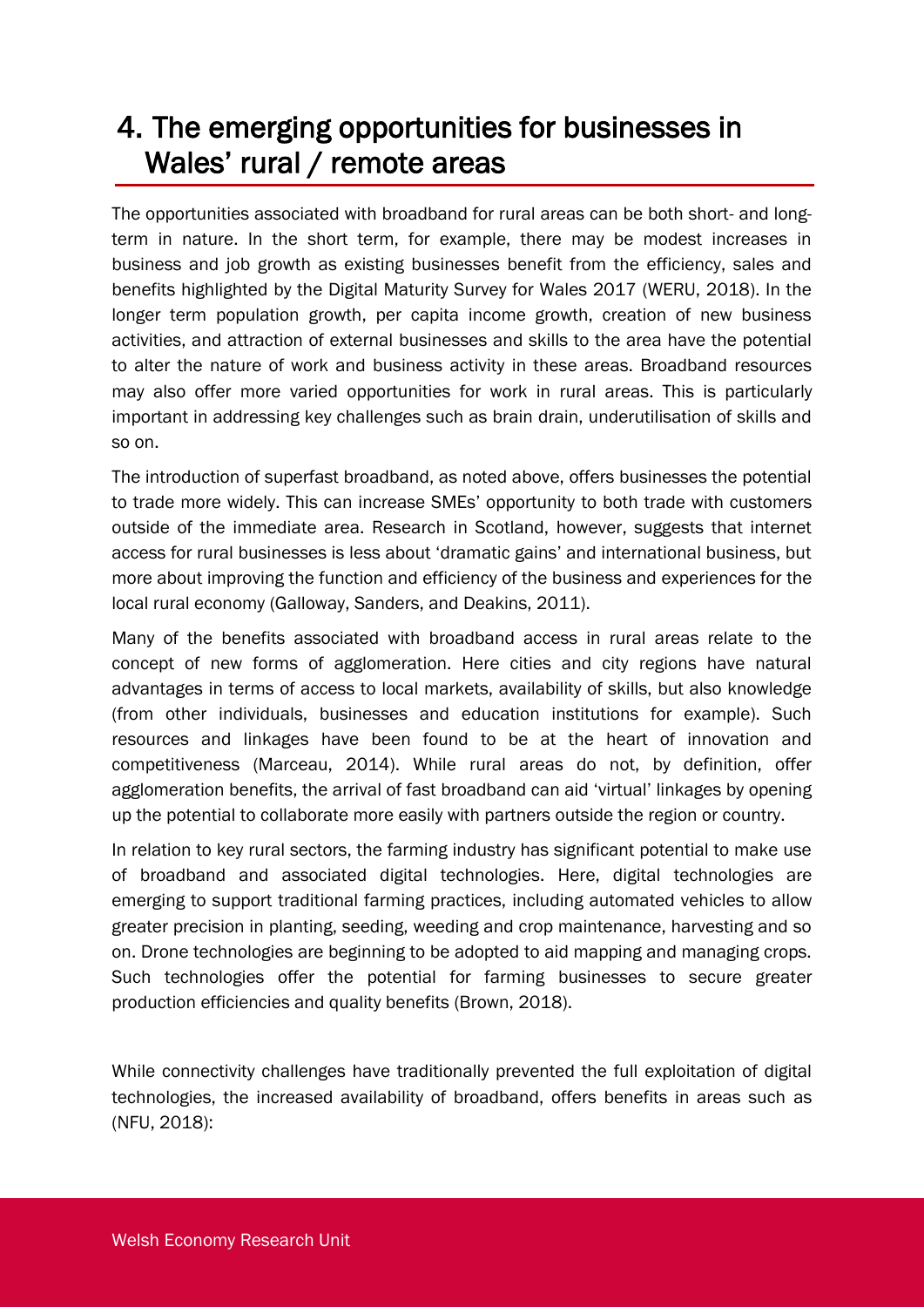# 4. The emerging opportunities for businesses in Wales' rural / remote areas

The opportunities associated with broadband for rural areas can be both short- and long-term in nature. In the short term, for example, there may be modest increases in business and job growth as existing businesses benefit from the efficiency, sales and benefits highlighted by the Digital Maturity Survey for Wales 2017 (WERU, 2018). In the longer term population growth, per capita income growth, creation of new business activities, and attraction of external businesses and skills to the area have the potential to alter the nature of work and business activity in these areas. Broadband resources may also offer more varied opportunities for work in rural areas. This is particularly important in addressing key challenges such as brain drain, underutilisation of skills and so on.

The introduction of superfast broadband, as noted above, offers businesses the potential to trade more widely. This can increase SMEs' opportunity to both trade with customers outside of the immediate area. Research in Scotland, however, suggests that internet access for rural businesses is less about 'dramatic gains' and international business, but more about improving the function and efficiency of the business and experiences for the local rural economy (Galloway, Sanders, and Deakins, 2011).

Many of the benefits associated with broadband access in rural areas relate to the concept of new forms of agglomeration. Here cities and city regions have natural advantages in terms of access to local markets, availability of skills, but also knowledge (from other individuals, businesses and education institutions for example). Such resources and linkages have been found to be at the heart of innovation and competitiveness (Marceau, 2014). While rural areas do not, by definition, offer agglomeration benefits, the arrival of fast broadband can aid 'virtual' linkages by opening up the potential to collaborate more easily with partners outside the region or country.

In relation to key rural sectors, the farming industry has significant potential to make use of broadband and associated digital technologies. Here, digital technologies are emerging to support traditional farming practices, including automated vehicles to allow greater precision in planting, seeding, weeding and crop maintenance, harvesting and so on. Drone technologies are beginning to be adopted to aid mapping and managing crops. Such technologies offer the potential for farming businesses to secure greater production efficiencies and quality benefits (Brown, 2018).

While connectivity challenges have traditionally prevented the full exploitation of digital technologies, the increased availability of broadband, offers benefits in areas such as (NFU, 2018):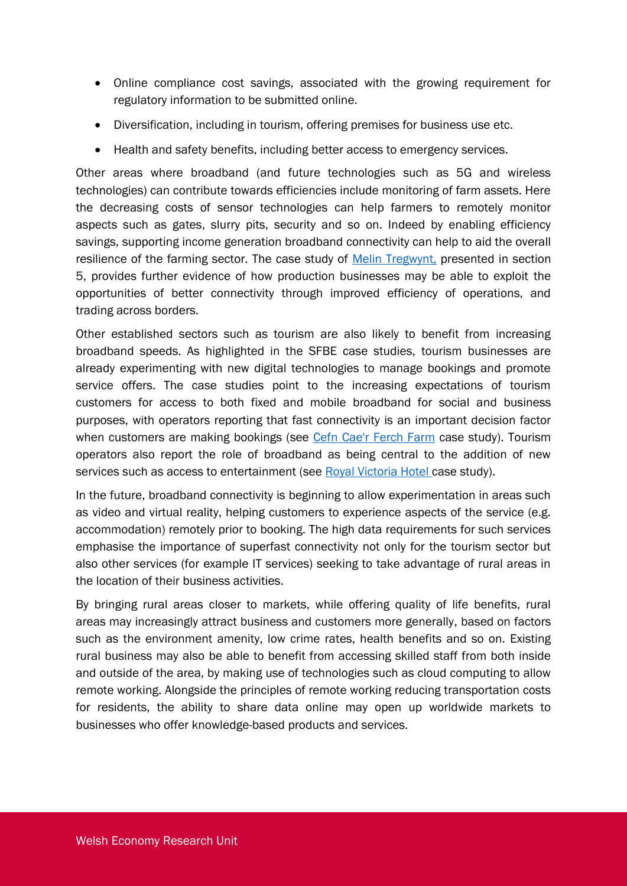- Online compliance cost savings, associated with the growing requirement for regulatory information to be submitted online.
- Diversification, including in tourism, offering premises for business use etc.
- Health and safety benefits, including better access to emergency services.

Other areas where broadband (and future technologies such as 5G and wireless technologies) can contribute towards efficiencies include monitoring of farm assets. Here the decreasing costs of sensor technologies can help farmers to remotely monitor aspects such as gates, slurry pits, security and so on. Indeed by enabling efficiency savings, supporting income generation broadband connectivity can help to aid the overall resilience of the farming sector. The case study of Melin Tregwynt, presented in section 5, provides further evidence of how production businesses may be able to exploit the opportunities of better connectivity through improved efficiency of operations, and trading across borders.

Other established sectors such as tourism are also likely to benefit from increasing broadband speeds. As highlighted in the SFBE case studies, tourism businesses are already experimenting with new digital technologies to manage bookings and promote service offers. The case studies point to the increasing expectations of tourism customers for access to both fixed and mobile broadband for social and business purposes, with operators reporting that fast connectivity is an important decision factor when customers are making bookings (see Cefn Cae'r Ferch Farm case study). Tourism operators also report the role of broadband as being central to the addition of new services such as access to entertainment (see Royal Victoria Hotel case study).

In the future, broadband connectivity is beginning to allow experimentation in areas such as video and virtual reality, helping customers to experience aspects of the service (e.g. accommodation) remotely prior to booking. The high data requirements for such services emphasise the importance of superfast connectivity not only for the tourism sector but also other services (for example IT services) seeking to take advantage of rural areas in the location of their business activities.

By bringing rural areas closer to markets, while offering quality of life benefits, rural areas may increasingly attract business and customers more generally, based on factors such as the environment amenity, low crime rates, health benefits and so on. Existing rural business may also be able to benefit from accessing skilled staff from both inside and outside of the area, by making use of technologies such as cloud computing to allow remote working. Alongside the principles of remote working reducing transportation costs for residents, the ability to share data online may open up worldwide markets to businesses who offer knowledge-based products and services.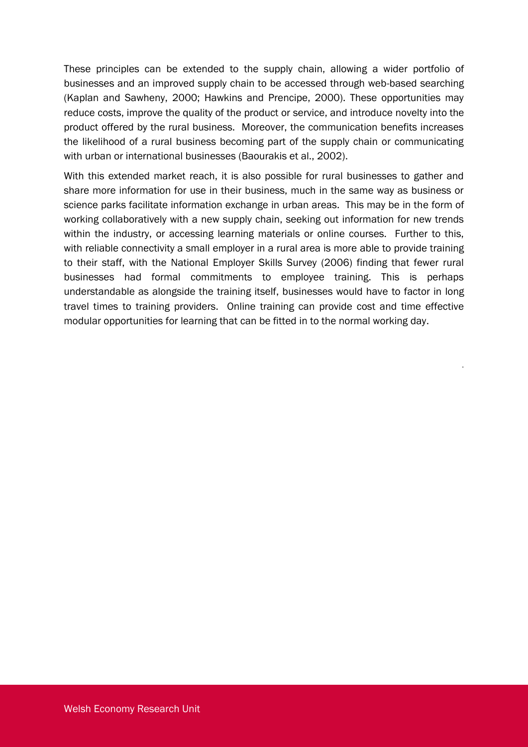These principles can be extended to the supply chain, allowing a wider portfolio of businesses and an improved supply chain to be accessed through web-based searching (Kaplan and Sawheny, 2000; Hawkins and Prencipe, 2000). These opportunities may reduce costs, improve the quality of the product or service, and introduce novelty into the product offered by the rural business. Moreover, the communication benefits increases the likelihood of a rural business becoming part of the supply chain or communicating with urban or international businesses (Baourakis et al., 2002).

With this extended market reach, it is also possible for rural businesses to gather and share more information for use in their business, much in the same way as business or science parks facilitate information exchange in urban areas. This may be in the form of working collaboratively with a new supply chain, seeking out information for new trends within the industry, or accessing learning materials or online courses. Further to this, with reliable connectivity a small employer in a rural area is more able to provide training to their staff, with the National Employer Skills Survey (2006) finding that fewer rural businesses had formal commitments to employee training. This is perhaps understandable as alongside the training itself, businesses would have to factor in long travel times to training providers. Online training can provide cost and time effective modular opportunities for learning that can be fitted in to the normal working day.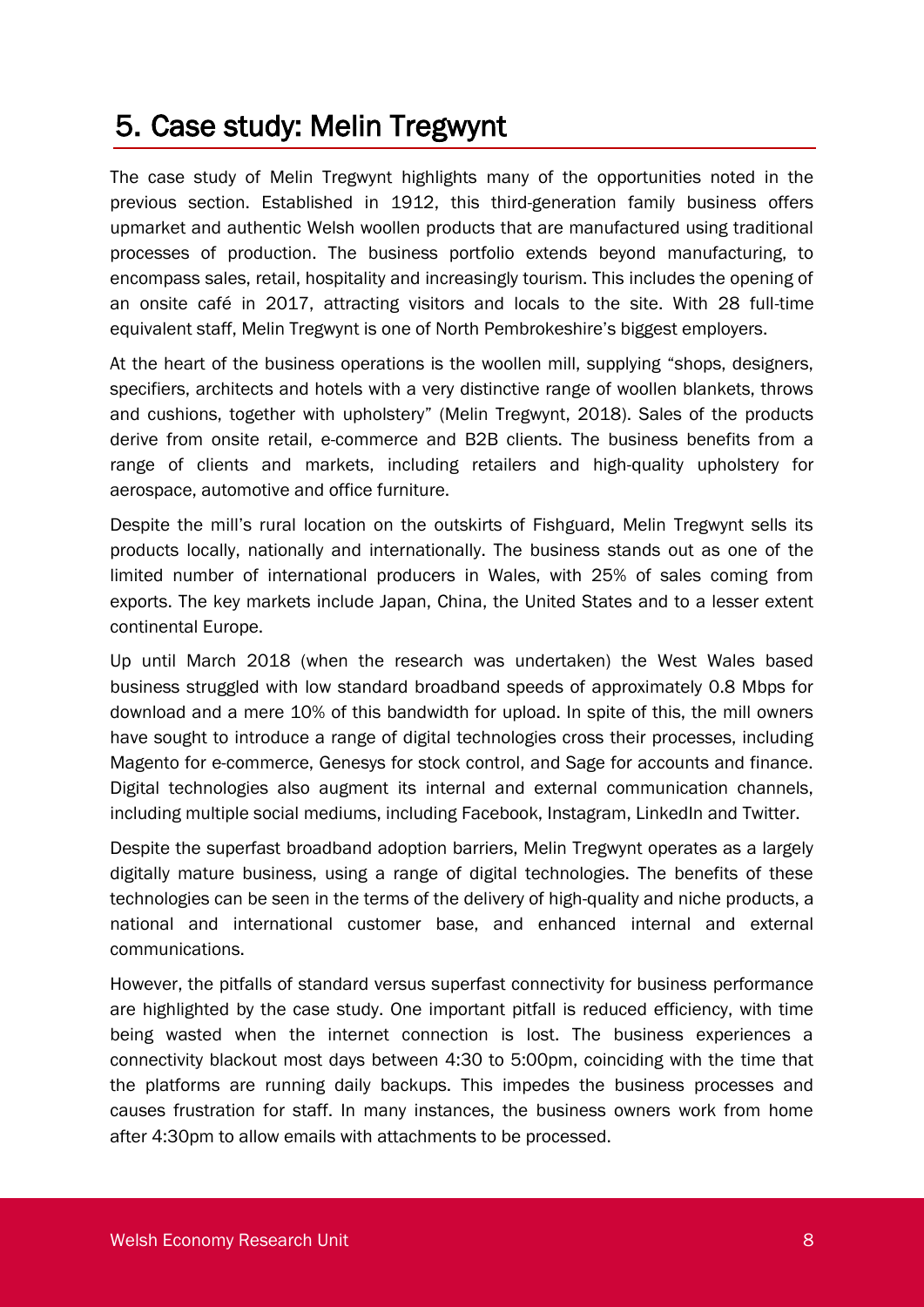# 5. Case study: Melin Tregwynt

The case study of Melin Tregwynt highlights many of the opportunities noted in the previous section. Established in 1912, this third-generation family business offers upmarket and authentic Welsh woollen products that are manufactured using traditional processes of production. The business portfolio extends beyond manufacturing, to encompass sales, retail, hospitality and increasingly tourism. This includes the opening of an onsite café in 2017, attracting visitors and locals to the site. With 28 full-time equivalent staff, Melin Tregwynt is one of North Pembrokeshire's biggest employers.

At the heart of the business operations is the woollen mill, supplying "shops, designers, specifiers, architects and hotels with a very distinctive range of woollen blankets, throws and cushions, together with upholstery" (Melin Tregwynt, 2018). Sales of the products derive from onsite retail, e-commerce and B2B clients. The business benefits from a range of clients and markets, including retailers and high-quality upholstery for aerospace, automotive and office furniture.

Despite the mill's rural location on the outskirts of Fishguard, Melin Tregwynt sells its products locally, nationally and internationally. The business stands out as one of the limited number of international producers in Wales, with 25% of sales coming from exports. The key markets include Japan, China, the United States and to a lesser extent continental Europe.

Up until March 2018 (when the research was undertaken) the West Wales based business struggled with low standard broadband speeds of approximately 0.8 Mbps for download and a mere 10% of this bandwidth for upload. In spite of this, the mill owners have sought to introduce a range of digital technologies cross their processes, including Magento for e-commerce, Genesys for stock control, and Sage for accounts and finance. Digital technologies also augment its internal and external communication channels, including multiple social mediums, including Facebook, Instagram, LinkedIn and Twitter.

Despite the superfast broadband adoption barriers, Melin Tregwynt operates as a largely digitally mature business, using a range of digital technologies. The benefits of these technologies can be seen in the terms of the delivery of high-quality and niche products, a national and international customer base, and enhanced internal and external communications.

However, the pitfalls of standard versus superfast connectivity for business performance are highlighted by the case study. One important pitfall is reduced efficiency, with time being wasted when the internet connection is lost. The business experiences a connectivity blackout most days between 4:30 to 5:00pm, coinciding with the time that the platforms are running daily backups. This impedes the business processes and causes frustration for staff. In many instances, the business owners work from home after 4:30pm to allow emails with attachments to be processed.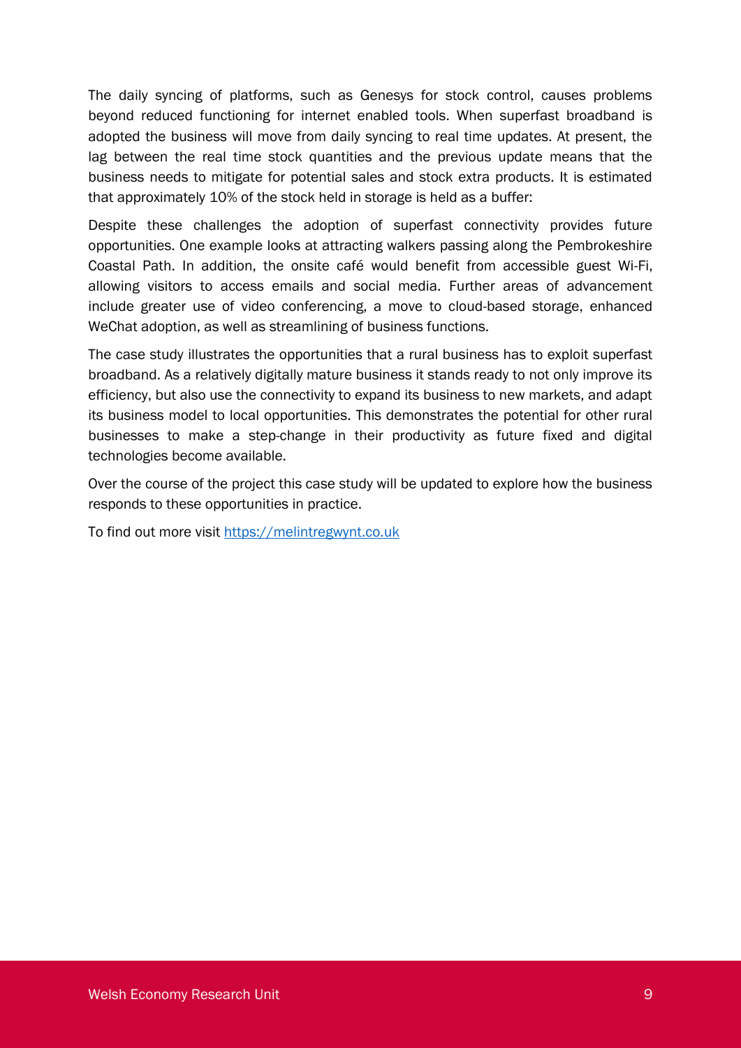The daily syncing of platforms, such as Genesys for stock control, causes problems beyond reduced functioning for internet enabled tools. When superfast broadband is adopted the business will move from daily syncing to real time updates. At present, the lag between the real time stock quantities and the previous update means that the business needs to mitigate for potential sales and stock extra products. It is estimated that approximately 10% of the stock held in storage is held as a buffer:

Despite these challenges the adoption of superfast connectivity provides future opportunities. One example looks at attracting walkers passing along the Pembrokeshire Coastal Path. In addition, the onsite café would benefit from accessible guest Wi-Fi, allowing visitors to access emails and social media. Further areas of advancement include greater use of video conferencing, a move to cloud-based storage, enhanced WeChat adoption, as well as streamlining of business functions.

The case study illustrates the opportunities that a rural business has to exploit superfast broadband. As a relatively digitally mature business it stands ready to not only improve its efficiency, but also use the connectivity to expand its business to new markets, and adapt its business model to local opportunities. This demonstrates the potential for other rural businesses to make a step-change in their productivity as future fixed and digital technologies become available.

Over the course of the project this case study will be updated to explore how the business responds to these opportunities in practice.

To find out more visit [https://melintregwynt.co.uk](https://melintregwynt.co.uk)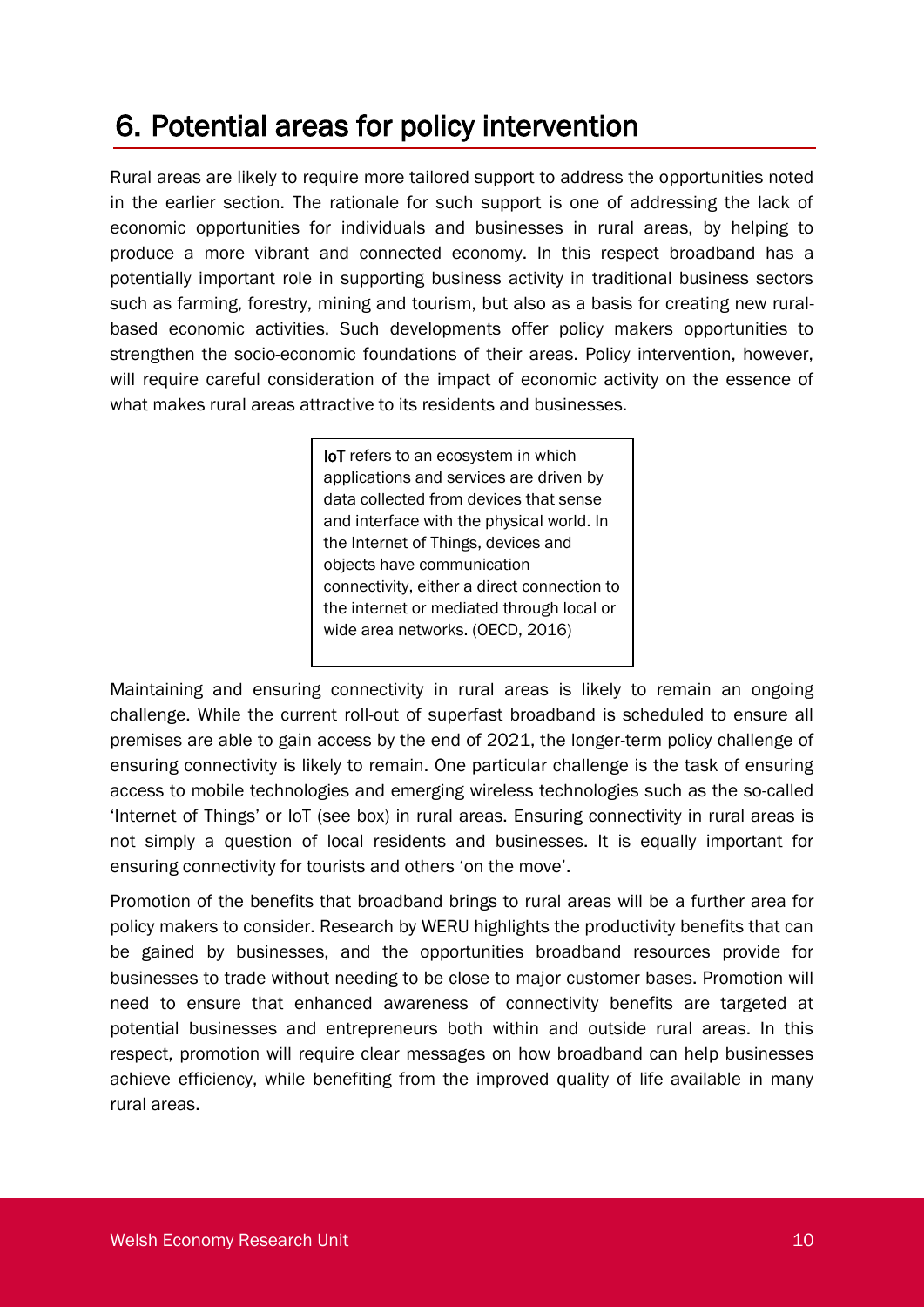# 6. Potential areas for policy intervention

Rural areas are likely to require more tailored support to address the opportunities noted in the earlier section. The rationale for such support is one of addressing the lack of economic opportunities for individuals and businesses in rural areas, by helping to produce a more vibrant and connected economy. In this respect broadband has a potentially important role in supporting business activity in traditional business sectors such as farming, forestry, mining and tourism, but also as a basis for creating new rural-based economic activities. Such developments offer policy makers opportunities to strengthen the socio-economic foundations of their areas. Policy intervention, however, will require careful consideration of the impact of economic activity on the essence of what makes rural areas attractive to its residents and businesses.

> **IoT** refers to an ecosystem in which applications and services are driven by data collected from devices that sense and interface with the physical world. In the Internet of Things, devices and objects have communication connectivity, either a direct connection to the internet or mediated through local or wide area networks. (OECD, 2016)

Maintaining and ensuring connectivity in rural areas is likely to remain an ongoing challenge. While the current roll-out of superfast broadband is scheduled to ensure all premises are able to gain access by the end of 2021, the longer-term policy challenge of ensuring connectivity is likely to remain. One particular challenge is the task of ensuring access to mobile technologies and emerging wireless technologies such as the so-called 'Internet of Things' or IoT (see box) in rural areas. Ensuring connectivity in rural areas is not simply a question of local residents and businesses. It is equally important for ensuring connectivity for tourists and others 'on the move'.

Promotion of the benefits that broadband brings to rural areas will be a further area for policy makers to consider. Research by WERU highlights the productivity benefits that can be gained by businesses, and the opportunities broadband resources provide for businesses to trade without needing to be close to major customer bases. Promotion will need to ensure that enhanced awareness of connectivity benefits are targeted at potential businesses and entrepreneurs both within and outside rural areas. In this respect, promotion will require clear messages on how broadband can help businesses achieve efficiency, while benefiting from the improved quality of life available in many rural areas.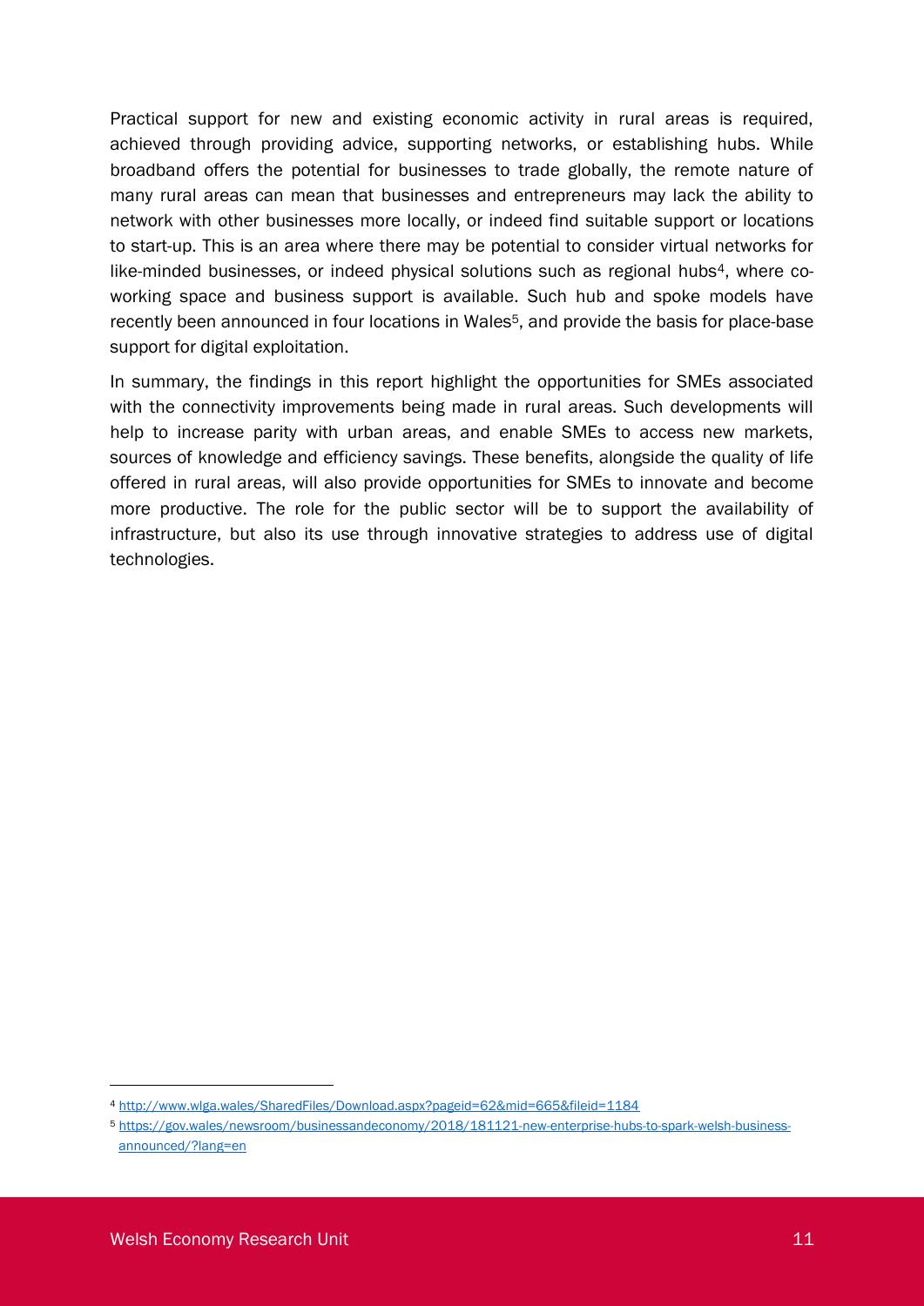Practical support for new and existing economic activity in rural areas is required, achieved through providing advice, supporting networks, or establishing hubs. While broadband offers the potential for businesses to trade globally, the remote nature of many rural areas can mean that businesses and entrepreneurs may lack the ability to network with other businesses more locally, or indeed find suitable support or locations to start-up. This is an area where there may be potential to consider virtual networks for like-minded businesses, or indeed physical solutions such as regional hubs[4], where co-working space and business support is available. Such hub and spoke models have recently been announced in four locations in Wales[5], and provide the basis for place-base support for digital exploitation.

In summary, the findings in this report highlight the opportunities for SMEs associated with the connectivity improvements being made in rural areas. Such developments will help to increase parity with urban areas, and enable SMEs to access new markets, sources of knowledge and efficiency savings. These benefits, alongside the quality of life offered in rural areas, will also provide opportunities for SMEs to innovate and become more productive. The role for the public sector will be to support the availability of infrastructure, but also its use through innovative strategies to address use of digital technologies.

---

[4] http://www.wlga.wales/SharedFiles/Download.aspx?pageid=62&mid=665&fileid=1184

[5] https://gov.wales/newsroom/businessandeconomy/2018/181121-new-enterprise-hubs-to-spark-welsh-business-announced/?lang=en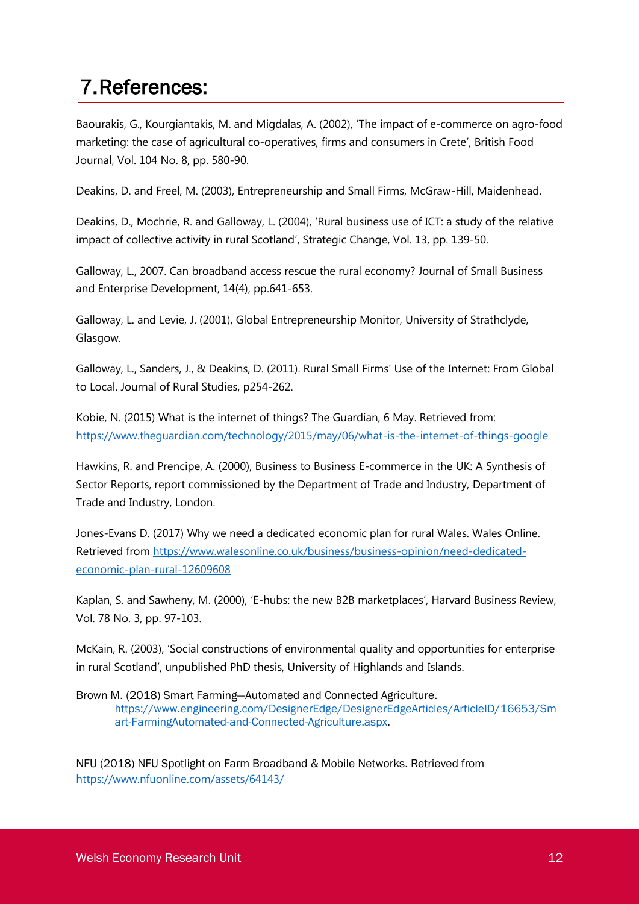# 7. References:

Baourakis, G., Kourgiantakis, M. and Migdalas, A. (2002), 'The impact of e-commerce on agro-food marketing: the case of agricultural co-operatives, firms and consumers in Crete', British Food Journal, Vol. 104 No. 8, pp. 580-90.

Deakins, D. and Freel, M. (2003), Entrepreneurship and Small Firms, McGraw-Hill, Maidenhead.

Deakins, D., Mochrie, R. and Galloway, L. (2004), 'Rural business use of ICT: a study of the relative impact of collective activity in rural Scotland', Strategic Change, Vol. 13, pp. 139-50.

Galloway, L., 2007. Can broadband access rescue the rural economy? Journal of Small Business and Enterprise Development, 14(4), pp.641-653.

Galloway, L. and Levie, J. (2001), Global Entrepreneurship Monitor, University of Strathclyde, Glasgow.

Galloway, L., Sanders, J., & Deakins, D. (2011). Rural Small Firms' Use of the Internet: From Global to Local. Journal of Rural Studies, p254-262.

Kobie, N. (2015) What is the internet of things? The Guardian, 6 May. Retrieved from: https://www.theguardian.com/technology/2015/may/06/what-is-the-internet-of-things-google

Hawkins, R. and Prencipe, A. (2000), Business to Business E-commerce in the UK: A Synthesis of Sector Reports, report commissioned by the Department of Trade and Industry, Department of Trade and Industry, London.

Jones-Evans D. (2017) Why we need a dedicated economic plan for rural Wales. Wales Online. Retrieved from https://www.walesonline.co.uk/business/business-opinion/need-dedicated-economic-plan-rural-12609608

Kaplan, S. and Sawheny, M. (2000), 'E-hubs: the new B2B marketplaces', Harvard Business Review, Vol. 78 No. 3, pp. 97-103.

McKain, R. (2003), 'Social constructions of environmental quality and opportunities for enterprise in rural Scotland', unpublished PhD thesis, University of Highlands and Islands.

Brown M. (2018) Smart Farming—Automated and Connected Agriculture. https://www.engineering.com/DesignerEdge/DesignerEdgeArticles/ArticleID/16653/Smart-FarmingAutomated-and-Connected-Agriculture.aspx.

NFU (2018) NFU Spotlight on Farm Broadband & Mobile Networks. Retrieved from https://www.nfuonline.com/assets/64143/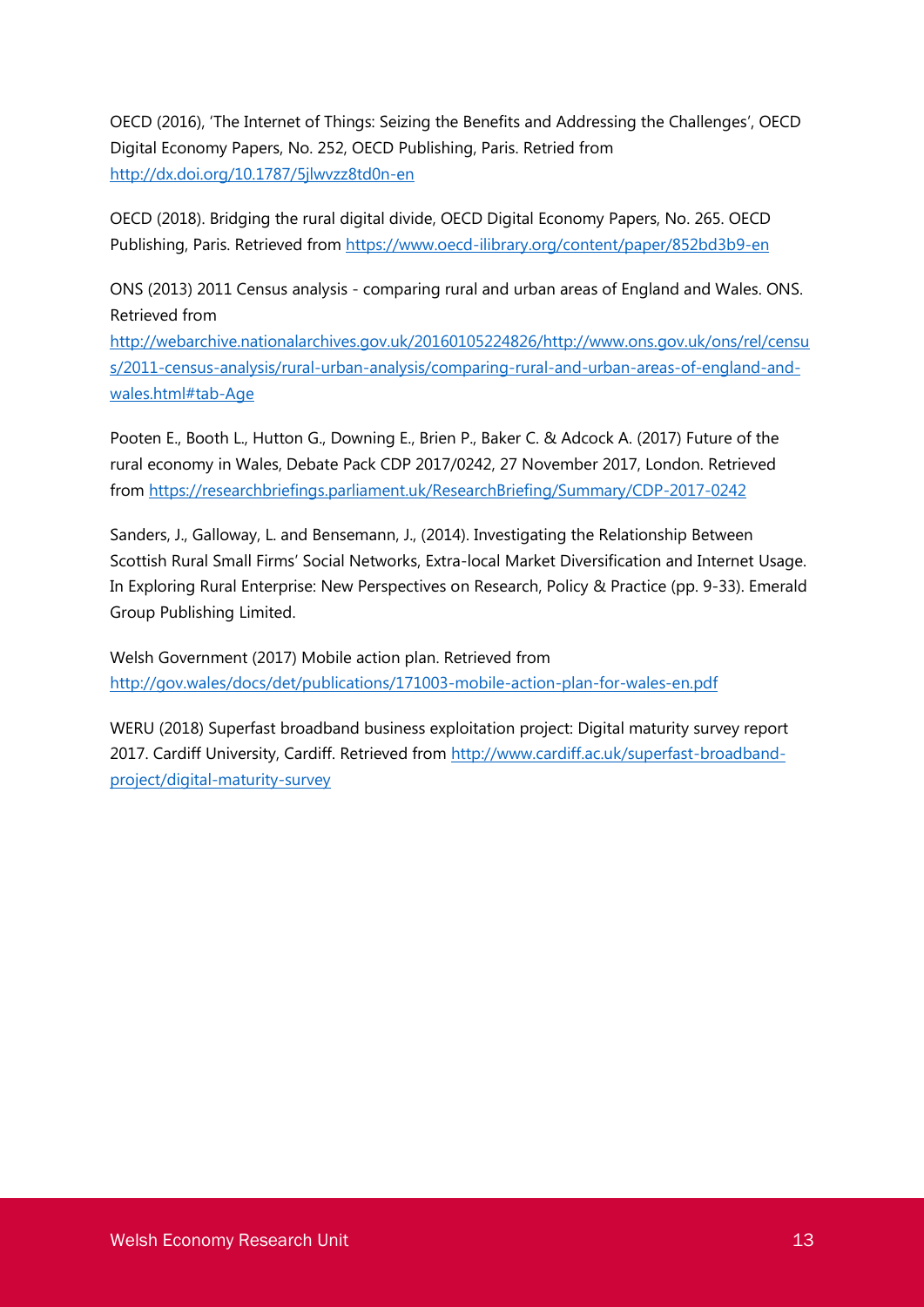OECD (2016), 'The Internet of Things: Seizing the Benefits and Addressing the Challenges', OECD Digital Economy Papers, No. 252, OECD Publishing, Paris. Retried from http://dx.doi.org/10.1787/5jlwvzz8td0n-en

OECD (2018). Bridging the rural digital divide, OECD Digital Economy Papers, No. 265. OECD Publishing, Paris. Retrieved from https://www.oecd-ilibrary.org/content/paper/852bd3b9-en

ONS (2013) 2011 Census analysis - comparing rural and urban areas of England and Wales. ONS. Retrieved from http://webarchive.nationalarchives.gov.uk/20160105224826/http://www.ons.gov.uk/ons/rel/census/2011-census-analysis/rural-urban-analysis/comparing-rural-and-urban-areas-of-england-and-wales.html#tab-Age

Pooten E., Booth L., Hutton G., Downing E., Brien P., Baker C. & Adcock A. (2017) Future of the rural economy in Wales, Debate Pack CDP 2017/0242, 27 November 2017, London. Retrieved from https://researchbriefings.parliament.uk/ResearchBriefing/Summary/CDP-2017-0242

Sanders, J., Galloway, L. and Bensemann, J., (2014). Investigating the Relationship Between Scottish Rural Small Firms' Social Networks, Extra-local Market Diversification and Internet Usage. In Exploring Rural Enterprise: New Perspectives on Research, Policy & Practice (pp. 9-33). Emerald Group Publishing Limited.

Welsh Government (2017) Mobile action plan. Retrieved from http://gov.wales/docs/det/publications/171003-mobile-action-plan-for-wales-en.pdf

WERU (2018) Superfast broadband business exploitation project: Digital maturity survey report 2017. Cardiff University, Cardiff. Retrieved from http://www.cardiff.ac.uk/superfast-broadband-project/digital-maturity-survey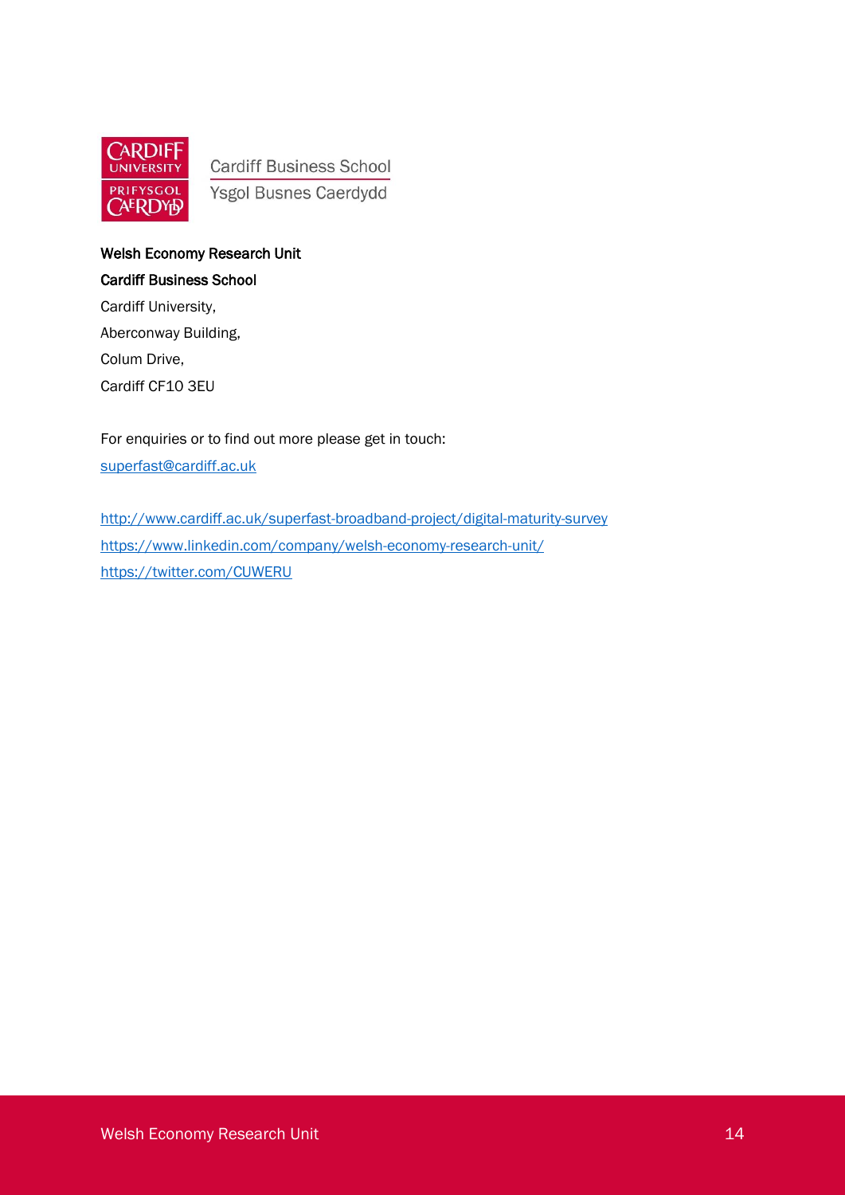Cardiff Business School
Ysgol Busnes Caerdydd

**Welsh Economy Research Unit**
**Cardiff Business School**
Cardiff University,
Aberconway Building,
Colum Drive,
Cardiff CF10 3EU

For enquiries or to find out more please get in touch:
superfast@cardiff.ac.uk

http://www.cardiff.ac.uk/superfast-broadband-project/digital-maturity-survey
https://www.linkedin.com/company/welsh-economy-research-unit/
https://twitter.com/CUWERU